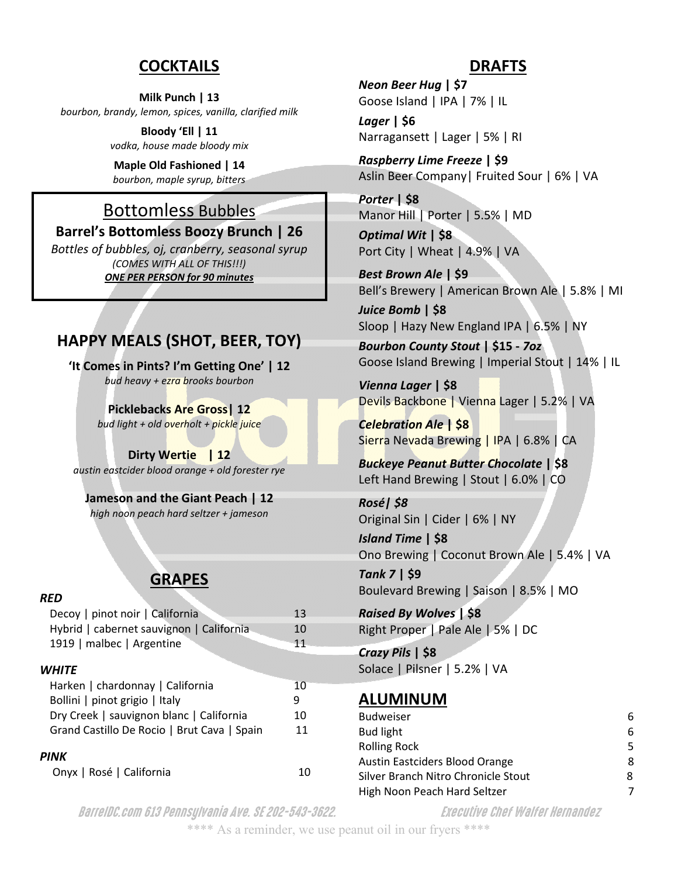## COCKTAILS

**Milk Punch | 13**
*bourbon, brandy, lemon, spices, vanilla, clarified milk*

**Bloody 'Ell | 11**
*vodka, house made bloody mix*

**Maple Old Fashioned | 14**
*bourbon, maple syrup, bitters*

## Bottomless Bubbles

**Barrel's Bottomless Boozy Brunch | 26**
*Bottles of bubbles, oj, cranberry, seasonal syrup*
*(COMES WITH ALL OF THIS!!!)*
***ONE PER PERSON for 90 minutes***

## HAPPY MEALS (SHOT, BEER, TOY)

**'It Comes in Pints? I'm Getting One' | 12**
*bud heavy + ezra brooks bourbon*

**Picklebacks Are Gross| 12**
*bud light + old overholt + pickle juice*

**Dirty Wertie | 12**
*austin eastcider blood orange + old forester rye*

**Jameson and the Giant Peach | 12**
*high noon peach hard seltzer + jameson*

## GRAPES

***RED***

| | |
|---|---|
| Decoy \| pinot noir \| California | 13 |
| Hybrid \| cabernet sauvignon \| California | 10 |
| 1919 \| malbec \| Argentine | 11 |

***WHITE***

| | |
|---|---|
| Harken \| chardonnay \| California | 10 |
| Bollini \| pinot grigio \| Italy | 9 |
| Dry Creek \| sauvignon blanc \| California | 10 |
| Grand Castillo De Rocio \| Brut Cava \| Spain | 11 |

***PINK***

| | |
|---|---|
| Onyx \| Rosé \| California | 10 |

## DRAFTS

***Neon Beer Hug* | $7**
Goose Island | IPA | 7% | IL

***Lager* | $6**
Narragansett | Lager | 5% | RI

***Raspberry Lime Freeze* | $9**
Aslin Beer Company| Fruited Sour | 6% | VA

***Porter* | $8**
Manor Hill | Porter | 5.5% | MD

***Optimal Wit* | $8**
Port City | Wheat | 4.9% | VA

***Best Brown Ale* | $9**
Bell's Brewery | American Brown Ale | 5.8% | MI

***Juice Bomb* | $8**
Sloop | Hazy New England IPA | 6.5% | NY

***Bourbon County Stout* | $15 - *7oz***
Goose Island Brewing | Imperial Stout | 14% | IL

***Vienna Lager* | $8**
Devils Backbone | Vienna Lager | 5.2% | VA

***Celebration Ale* | $8**
Sierra Nevada Brewing | IPA | 6.8% | CA

***Buckeye Peanut Butter Chocolate* | $8**
Left Hand Brewing | Stout | 6.0% | CO

***Rosé| $8***
Original Sin | Cider | 6% | NY

***Island Time* | $8**
Ono Brewing | Coconut Brown Ale | 5.4% | VA

***Tank 7* | $9**
Boulevard Brewing | Saison | 8.5% | MO

***Raised By Wolves* | $8**
Right Proper | Pale Ale | 5% | DC

***Crazy Pils* | $8**
Solace | Pilsner | 5.2% | VA

## ALUMINUM

| | |
|---|---|
| Budweiser | 6 |
| Bud light | 6 |
| Rolling Rock | 5 |
| Austin Eastciders Blood Orange | 8 |
| Silver Branch Nitro Chronicle Stout | 8 |
| High Noon Peach Hard Seltzer | 7 |

*BarrelDC.com 613 Pennsylvania Ave. SE 202-543-3622.* *Executive Chef Walter Hernandez*

\*\*\*\* As a reminder, we use peanut oil in our fryers \*\*\*\*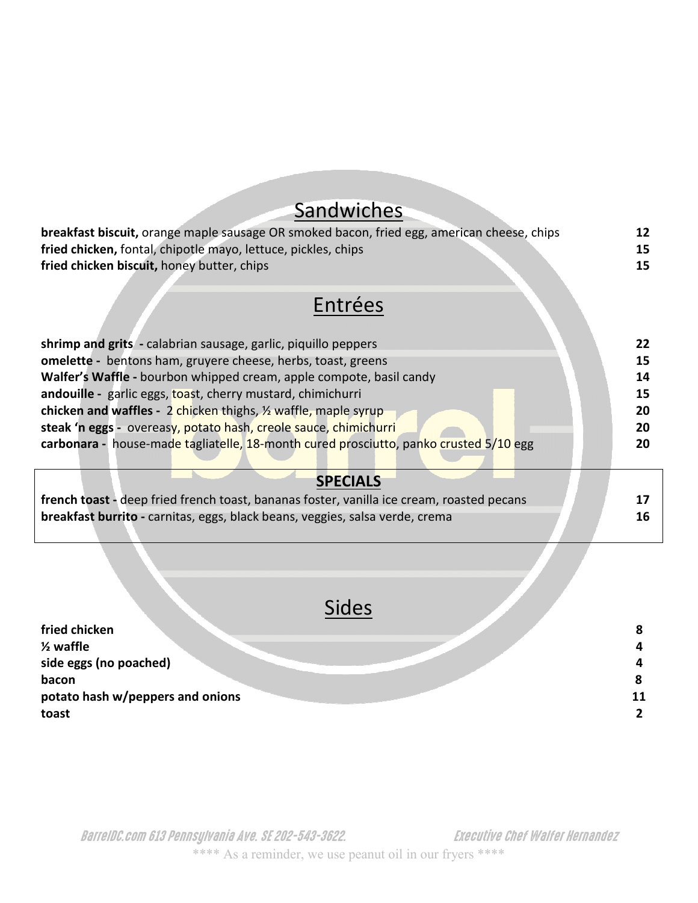## Sandwiches

| | |
|---|---|
| **breakfast biscuit,** orange maple sausage OR smoked bacon, fried egg, american cheese, chips | **12** |
| **fried chicken,** fontal, chipotle mayo, lettuce, pickles, chips | **15** |
| **fried chicken biscuit,** honey butter, chips | **15** |

## Entrées

| | |
|---|---|
| **shrimp and grits** - calabrian sausage, garlic, piquillo peppers | **22** |
| **omelette -** bentons ham, gruyere cheese, herbs, toast, greens | **15** |
| **Walfer's Waffle -** bourbon whipped cream, apple compote, basil candy | **14** |
| **andouille -** garlic eggs, toast, cherry mustard, chimichurri | **15** |
| **chicken and waffles -** 2 chicken thighs, ½ waffle, maple syrup | **20** |
| **steak 'n eggs -** overeasy, potato hash, creole sauce, chimichurri | **20** |
| **carbonara -** house-made tagliatelle, 18-month cured prosciutto, panko crusted 5/10 egg | **20** |

### SPECIALS

| | |
|---|---|
| **french toast -** deep fried french toast, bananas foster, vanilla ice cream, roasted pecans | **17** |
| **breakfast burrito -** carnitas, eggs, black beans, veggies, salsa verde, crema | **16** |

## Sides

| | |
|---|---|
| **fried chicken** | **8** |
| **½ waffle** | **4** |
| **side eggs (no poached)** | **4** |
| **bacon** | **8** |
| **potato hash w/peppers and onions** | **11** |
| **toast** | **2** |

*BarrelDC.com 613 Pennsylvania Ave. SE 202-543-3622.* *Executive Chef Walfer Hernandez*

**** As a reminder, we use peanut oil in our fryers ****